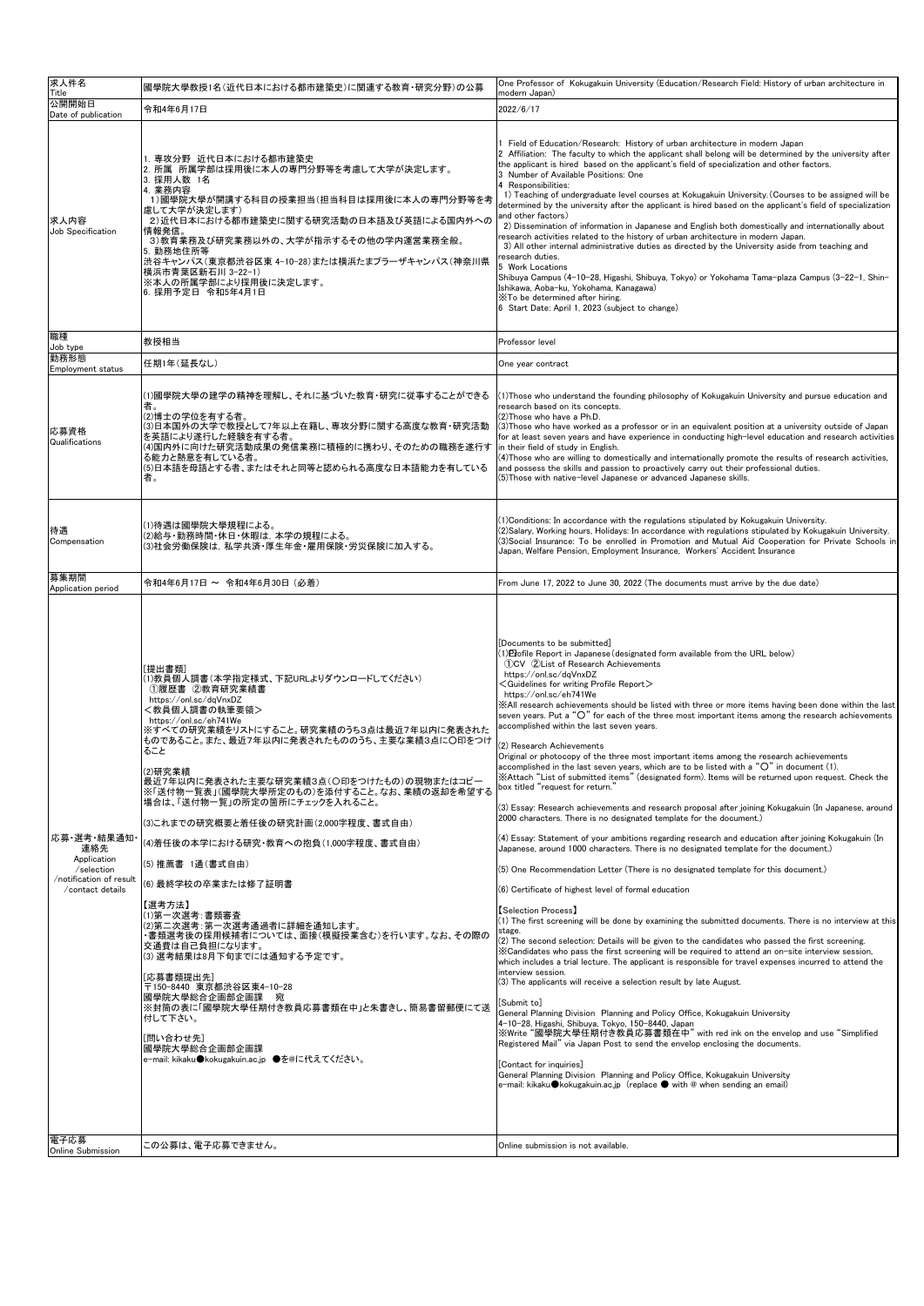| 求人件名<br>Title | 國學院大學教授1名（近代日本における都市建築史）に関連する教育・研究分野）の公募 | One Professor of Kokugakuin University (Education/Research Field: History of urban architecture in modern Japan) |
|---|---|---|
| 公開開始日<br>Date of publication | 令和4年6月17日 | 2022/6/17 |
| 求人内容<br>Job Specification | 1. 専攻分野 近代日本における都市建築史<br>2. 所属 所属学部は採用後に本人の専門分野等を考慮して大学が決定します。<br>3. 採用人数 1名<br>4. 業務内容<br>1)國學院大學が開講する科目の授業担当（担当科目は採用後に本人の専門分野等を考慮して大学が決定します）<br>2)近代日本における都市建築史に関する研究活動の日本語及び英語による国内外への情報発信。<br>3)教育業務及び研究業務以外の、大学が指示するその他の学内運営業務全般。<br>5. 勤務地住所等<br>渋谷キャンパス（東京都渋谷区東 4-10-28）または横浜たまプラーザキャンパス（神奈川県横浜市青葉区新石川 3-22-1）<br>※本人の所属学部により採用後に決定します。<br>6. 採用予定日 令和5年4月1日 | 1 Field of Education/Research: History of urban architecture in modern Japan<br>2 Affiliation: The faculty to which the applicant shall belong will be determined by the university after the applicant is hired based on the applicant's field of specialization and other factors.<br>3 Number of Available Positions: One<br>4 Responsibilities:<br>1) Teaching of undergraduate level courses at Kokugakuin University.(Courses to be assigned will be determined by the university after the applicant is hired based on the applicant's field of specialization and other factors)<br>2) Dissemination of information in Japanese and English both domestically and internationally about research activities related to the history of urban architecture in modern Japan.<br>3) All other internal administrative duties as directed by the University aside from teaching and research duties.<br>5 Work Locations<br>Shibuya Campus (4-10-28, Higashi, Shibuya, Tokyo) or Yokohama Tama-plaza Campus (3-22-1, Shin-Ishikawa, Aoba-ku, Yokohama, Kanagawa)<br>※To be determined after hiring.<br>6 Start Date: April 1, 2023 (subject to change) |
| 職種<br>Job type | 教授相当 | Professor level |
| 勤務形態<br>Employment status | 任期1年（延長なし） | One year contract |
| 応募資格<br>Qualifications | (1)國學院大學の建学の精神を理解し、それに基づいた教育・研究に従事することができる者。<br>(2)博士の学位を有する者。<br>(3)日本国外の大学で教授として7年以上在籍し、専攻分野に関する高度な教育・研究活動を英語により遂行した経験を有する者。<br>(4)国内外に向けた研究活動成果の発信業務に積極的に携わり、そのための職務を遂行する能力と熱意を有している者。<br>(5)日本語を母語とする者、またはそれと同等と認められる高度な日本語能力を有している者。 | (1)Those who understand the founding philosophy of Kokugakuin University and pursue education and research based on its concepts.<br>(2)Those who have a Ph.D.<br>(3)Those who have worked as a professor or in an equivalent position at a university outside of Japan for at least seven years and have experience in conducting high-level education and research activities in their field of study in English.<br>(4)Those who are willing to domestically and internationally promote the results of research activities, and possess the skills and passion to proactively carry out their professional duties.<br>(5)Those with native-level Japanese or advanced Japanese skills. |
| 待遇<br>Compensation | (1)待遇は國學院大學規程による。<br>(2)給与・勤務時間・休日・休暇は、本学の規程による。<br>(3)社会労働保険は、私学共済・厚生年金・雇用保険・労災保険に加入する。 | (1)Conditions: In accordance with the regulations stipulated by Kokugakuin University.<br>(2)Salary, Working hours, Holidays: In accordance with regulations stipulated by Kokugakuin University.<br>(3)Social Insurance: To be enrolled in Promotion and Mutual Aid Cooperation for Private Schools in Japan, Welfare Pension, Employment Insurance, Workers' Accident Insurance |
| 募集期間<br>Application period | 令和4年6月17日 ～ 令和4年6月30日（必着） | From June 17, 2022 to June 30, 2022 (The documents must arrive by the due date) |
| 応募・選考・結果通知・連絡先<br>Application /selection /notification of result /contact details | [提出書類]<br>(1)教員個人調書（本学指定様式、下記URLよりダウンロードしてください）<br>①履歴書 ②教育研究業績書<br>https://onl.sc/dqVnxDZ<br><教員個人調書の執筆要領><br>https://onl.sc/eh741We<br>※すべての研究業績をリストにすること。研究業績のうち3点は最近7年以内に発表されたものであること。また、最近7年以内に発表されたもののうち、主要な業績3点に〇印をつけること<br><br>(2)研究業績<br>最近7年以内に発表された主要な研究業績3点（〇印をつけたもの）の現物またはコピー<br>※「送付物一覧表」（國學院大學所定のもの）を添付すること。なお、業績の返却を希望する場合は、「送付物一覧」の所定の箇所にチェックを入れること。<br><br>(3)これまでの研究概要と着任後の研究計画（2,000字程度、書式自由）<br><br>(4)着任後の本学における研究・教育への抱負（1,000字程度、書式自由）<br><br>(5) 推薦書 1通（書式自由）<br><br>(6) 最終学校の卒業または修了証明書<br><br>【選考方法】<br>(1)第一次選考：書類審査<br>(2)第二次選考：第一次選考通過者に詳細を通知します。<br>・書類選考後の採用候補者については、面接（模擬授業含む）を行います。なお、その際の交通費は自己負担になります。<br>(3) 選考結果は8月下旬までには通知する予定です。<br><br>[応募書類提出先]<br>〒150-8440 東京都渋谷区東4-10-28<br>國學院大學総合企画部企画課 宛<br>※封筒の表に「國學院大學任期付き教員応募書類在中」と朱書きし、簡易書留郵便にて送付して下さい。<br><br>[問い合わせ先]<br>國學院大學総合企画部企画課<br>e-mail: kikaku●kokugakuin.ac.jp ●を@に代えてください。 | [Documents to be submitted]<br>(1)Profile Report in Japanese (designated form available from the URL below)<br>①CV ②List of Research Achievements<br>https://onl.sc/dqVnxDZ<br><Guidelines for writing Profile Report><br>https://onl.sc/eh741We<br>※All research achievements should be listed with three or more items having been done within the last seven years. Put a "〇" for each of the three most important items among the research achievements accomplished within the last seven years.<br><br>(2) Research Achievements<br>Original or photocopy of the three most important items among the research achievements accomplished in the last seven years, which are to be listed with a "〇" in document (1).<br>※Attach "List of submitted items" (designated form). Items will be returned upon request. Check the box titled "request for return."<br><br>(3) Essay: Research achievements and research proposal after joining Kokugakuin (In Japanese, around 2000 characters. There is no designated template for the document.)<br><br>(4) Essay: Statement of your ambitions regarding research and education after joining Kokugakuin (In Japanese, around 1000 characters. There is no designated template for the document.)<br><br>(5) One Recommendation Letter (There is no designated template for this document.)<br><br>(6) Certificate of highest level of formal education<br><br>【Selection Process】<br>(1) The first screening will be done by examining the submitted documents. There is no interview at this stage.<br>(2) The second selection: Details will be given to the candidates who passed the first screening.<br>※Candidates who pass the first screening will be required to attend an on-site interview session, which includes a trial lecture. The applicant is responsible for travel expenses incurred to attend the interview session.<br>(3) The applicants will receive a selection result by late August.<br><br>[Submit to]<br>General Planning Division Planning and Policy Office, Kokugakuin University<br>4-10-28, Higashi, Shibuya, Tokyo, 150-8440, Japan<br>※Write "國學院大學任期付き教員応募書類在中" with red ink on the envelop and use "Simplified Registered Mail" via Japan Post to send the envelop enclosing the documents.<br><br>[Contact for inquiries]<br>General Planning Division Planning and Policy Office, Kokugakuin University<br>e-mail: kikaku●kokugakuin.ac.jp (replace ● with @ when sending an email) |
| 電子応募<br>Online Submission | この公募は、電子応募できません。 | Online submission is not available. |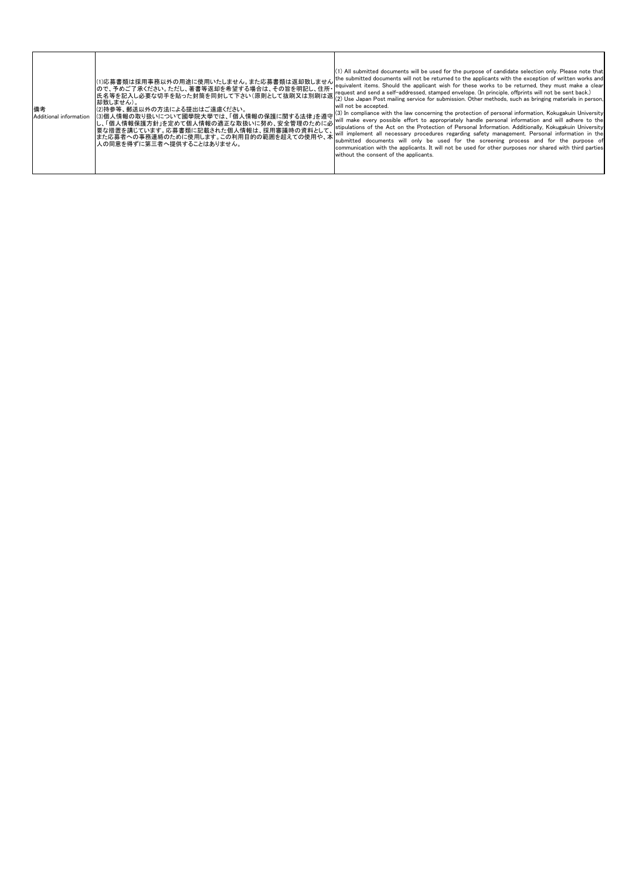| | | |
|---|---|---|
| 備考<br>Additional information | (1)応募書類は採用事務以外の用途に使用いたしません。また応募書類は返却致しませんので、予めご了承ください。ただし、著書等返却を希望する場合は、その旨を明記し、住所・氏名等を記入し必要な切手を貼った封筒を同封して下さい（原則として抜刷又は別刷は返却致しません）。<br>(2)持参等、郵送以外の方法による提出はご遠慮ください。<br>(3)個人情報の取り扱いについて國學院大學では、「個人情報の保護に関する法律」を遵守し、「個人情報保護方針」を定めて個人情報の適正な取扱いに努め、安全管理のために必要な措置を講じています。応募書類に記載された個人情報は、採用審議時の資料として、また応募者への事務連絡のために使用します。この利用目的の範囲を超えての使用や、本人の同意を得ずに第三者へ提供することはありません。 | (1) All submitted documents will be used for the purpose of candidate selection only. Please note that the submitted documents will not be returned to the applicants with the exception of written works and equivalent items. Should the applicant wish for these works to be returned, they must make a clear request and send a self-addressed, stamped envelope. (In principle, offprints will not be sent back.)<br>(2) Use Japan Post mailing service for submission. Other methods, such as bringing materials in person, will not be accepted.<br>(3) In compliance with the law concerning the protection of personal information, Kokugakuin University will make every possible effort to appropriately handle personal information and will adhere to the stipulations of the Act on the Protection of Personal Information. Additionally, Kokugakuin University will implement all necessary procedures regarding safety management. Personal information in the submitted documents will only be used for the screening process and for the purpose of communication with the applicants. It will not be used for other purposes nor shared with third parties without the consent of the applicants. |